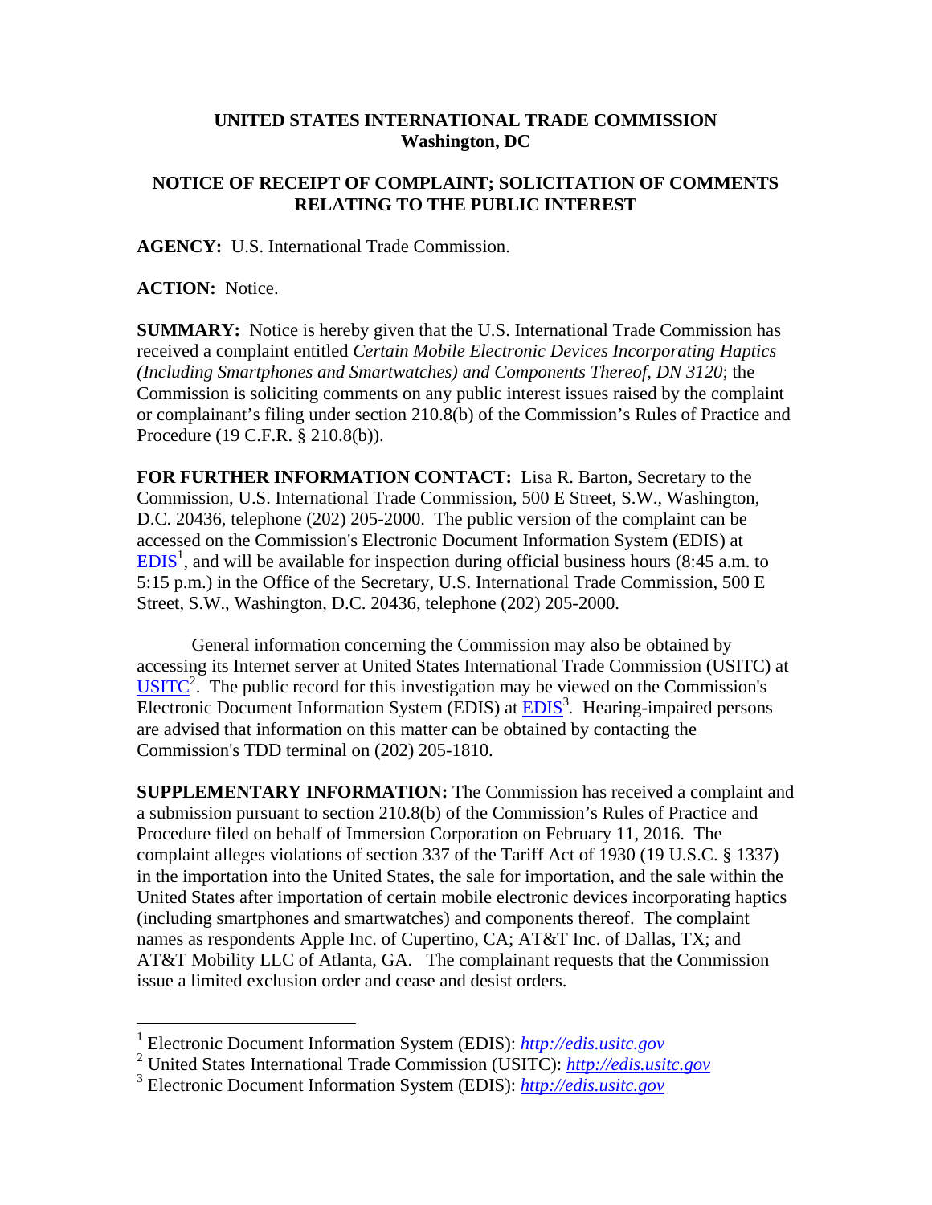# UNITED STATES INTERNATIONAL TRADE COMMISSION
## Washington, DC

## NOTICE OF RECEIPT OF COMPLAINT; SOLICITATION OF COMMENTS RELATING TO THE PUBLIC INTEREST

**AGENCY:** U.S. International Trade Commission.

**ACTION:** Notice.

**SUMMARY:** Notice is hereby given that the U.S. International Trade Commission has received a complaint entitled *Certain Mobile Electronic Devices Incorporating Haptics (Including Smartphones and Smartwatches) and Components Thereof, DN 3120*; the Commission is soliciting comments on any public interest issues raised by the complaint or complainant's filing under section 210.8(b) of the Commission's Rules of Practice and Procedure (19 C.F.R. § 210.8(b)).

**FOR FURTHER INFORMATION CONTACT:** Lisa R. Barton, Secretary to the Commission, U.S. International Trade Commission, 500 E Street, S.W., Washington, D.C. 20436, telephone (202) 205-2000. The public version of the complaint can be accessed on the Commission's Electronic Document Information System (EDIS) at EDIS[1], and will be available for inspection during official business hours (8:45 a.m. to 5:15 p.m.) in the Office of the Secretary, U.S. International Trade Commission, 500 E Street, S.W., Washington, D.C. 20436, telephone (202) 205-2000.

General information concerning the Commission may also be obtained by accessing its Internet server at United States International Trade Commission (USITC) at USITC[2]. The public record for this investigation may be viewed on the Commission's Electronic Document Information System (EDIS) at EDIS[3]. Hearing-impaired persons are advised that information on this matter can be obtained by contacting the Commission's TDD terminal on (202) 205-1810.

**SUPPLEMENTARY INFORMATION:** The Commission has received a complaint and a submission pursuant to section 210.8(b) of the Commission's Rules of Practice and Procedure filed on behalf of Immersion Corporation on February 11, 2016. The complaint alleges violations of section 337 of the Tariff Act of 1930 (19 U.S.C. § 1337) in the importation into the United States, the sale for importation, and the sale within the United States after importation of certain mobile electronic devices incorporating haptics (including smartphones and smartwatches) and components thereof. The complaint names as respondents Apple Inc. of Cupertino, CA; AT&T Inc. of Dallas, TX; and AT&T Mobility LLC of Atlanta, GA. The complainant requests that the Commission issue a limited exclusion order and cease and desist orders.

---

[1] Electronic Document Information System (EDIS): *http://edis.usitc.gov*

[2] United States International Trade Commission (USITC): *http://edis.usitc.gov*

[3] Electronic Document Information System (EDIS): *http://edis.usitc.gov*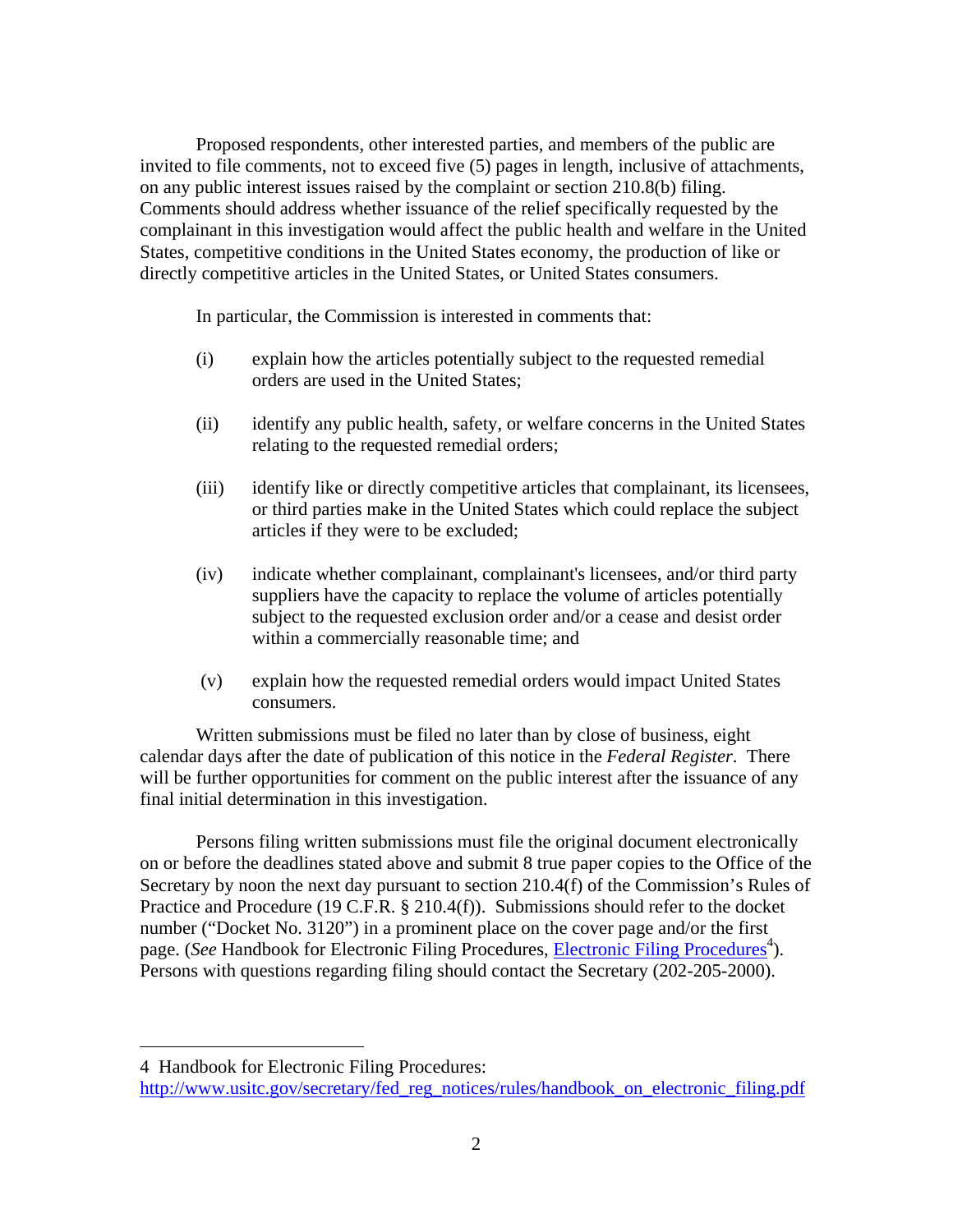Proposed respondents, other interested parties, and members of the public are invited to file comments, not to exceed five (5) pages in length, inclusive of attachments, on any public interest issues raised by the complaint or section 210.8(b) filing. Comments should address whether issuance of the relief specifically requested by the complainant in this investigation would affect the public health and welfare in the United States, competitive conditions in the United States economy, the production of like or directly competitive articles in the United States, or United States consumers.

In particular, the Commission is interested in comments that:

(i) explain how the articles potentially subject to the requested remedial orders are used in the United States;

(ii) identify any public health, safety, or welfare concerns in the United States relating to the requested remedial orders;

(iii) identify like or directly competitive articles that complainant, its licensees, or third parties make in the United States which could replace the subject articles if they were to be excluded;

(iv) indicate whether complainant, complainant's licensees, and/or third party suppliers have the capacity to replace the volume of articles potentially subject to the requested exclusion order and/or a cease and desist order within a commercially reasonable time; and

(v) explain how the requested remedial orders would impact United States consumers.

Written submissions must be filed no later than by close of business, eight calendar days after the date of publication of this notice in the *Federal Register*. There will be further opportunities for comment on the public interest after the issuance of any final initial determination in this investigation.

Persons filing written submissions must file the original document electronically on or before the deadlines stated above and submit 8 true paper copies to the Office of the Secretary by noon the next day pursuant to section 210.4(f) of the Commission's Rules of Practice and Procedure (19 C.F.R. § 210.4(f)). Submissions should refer to the docket number ("Docket No. 3120") in a prominent place on the cover page and/or the first page. (*See* Handbook for Electronic Filing Procedures, Electronic Filing Procedures[4]). Persons with questions regarding filing should contact the Secretary (202-205-2000).

---

4 Handbook for Electronic Filing Procedures: http://www.usitc.gov/secretary/fed_reg_notices/rules/handbook_on_electronic_filing.pdf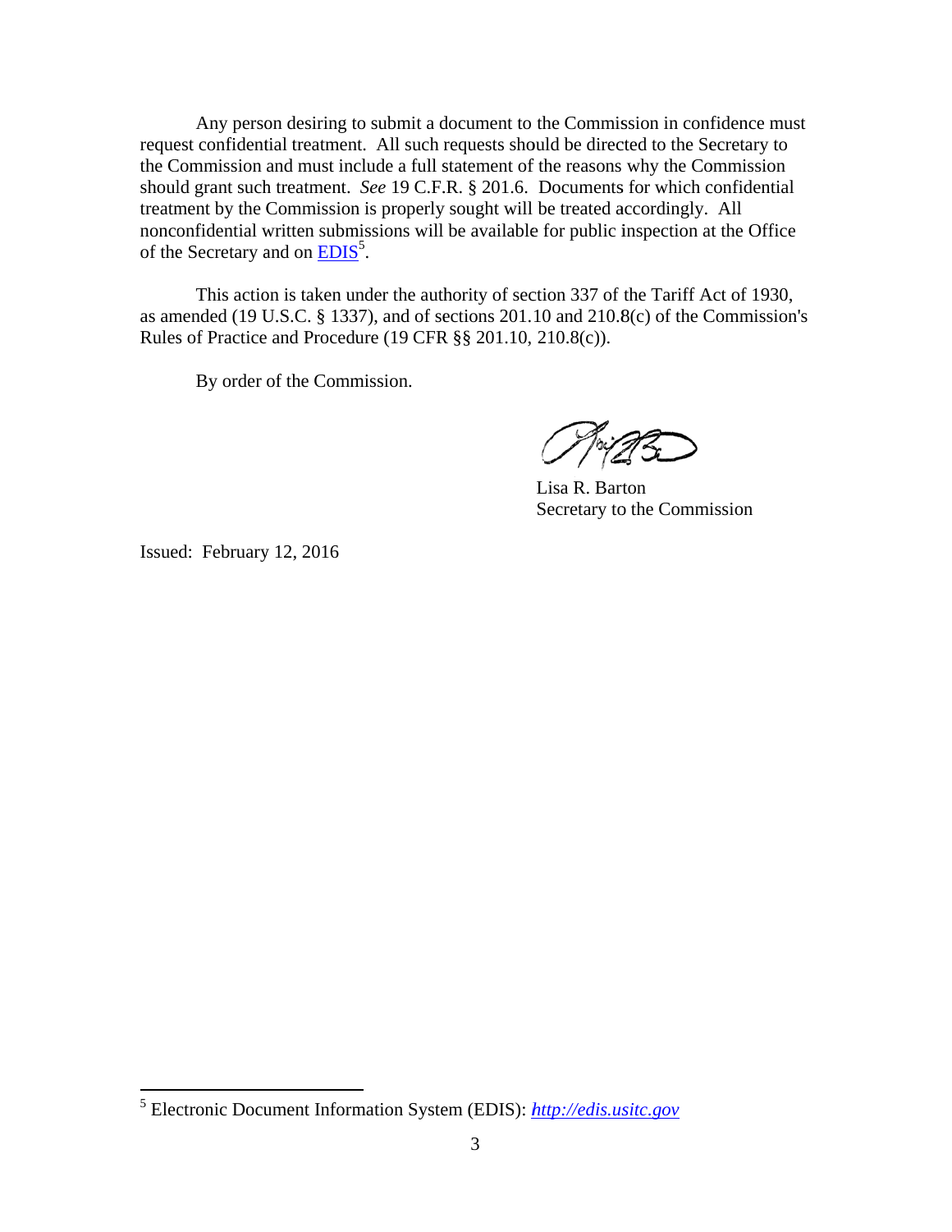Any person desiring to submit a document to the Commission in confidence must request confidential treatment. All such requests should be directed to the Secretary to the Commission and must include a full statement of the reasons why the Commission should grant such treatment. *See* 19 C.F.R. § 201.6. Documents for which confidential treatment by the Commission is properly sought will be treated accordingly. All nonconfidential written submissions will be available for public inspection at the Office of the Secretary and on EDIS[5].

This action is taken under the authority of section 337 of the Tariff Act of 1930, as amended (19 U.S.C. § 1337), and of sections 201.10 and 210.8(c) of the Commission's Rules of Practice and Procedure (19 CFR §§ 201.10, 210.8(c)).

By order of the Commission.

Lisa R. Barton
Secretary to the Commission

Issued: February 12, 2016

[5] Electronic Document Information System (EDIS): *http://edis.usitc.gov*